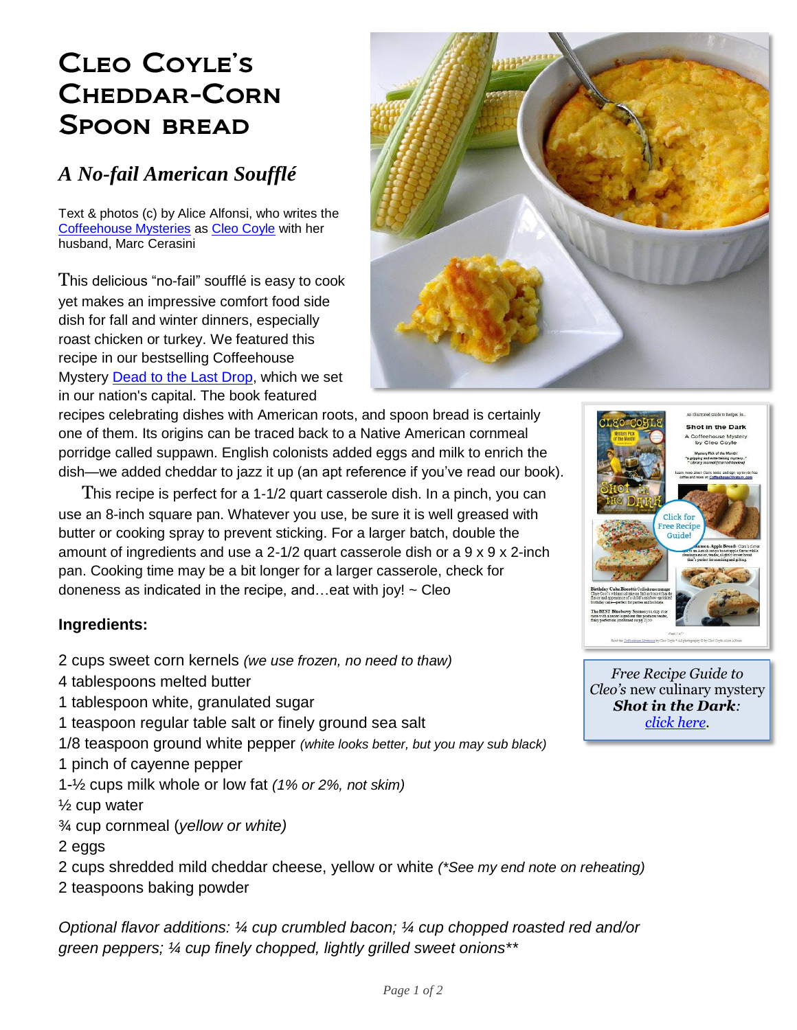# Cleo Coyle's Cheddar-Corn Spoon bread

## *A No-fail American Soufflé*

Text & photos (c) by Alice Alfonsi, who writes the Coffeehouse Mysteries as Cleo Coyle with her husband, Marc Cerasini

This delicious "no-fail" soufflé is easy to cook yet makes an impressive comfort food side dish for fall and winter dinners, especially roast chicken or turkey. We featured this recipe in our bestselling Coffeehouse Mystery Dead to the Last Drop, which we set in our nation's capital. The book featured recipes celebrating dishes with American roots, and spoon bread is certainly one of them. Its origins can be traced back to a Native American cornmeal porridge called suppawn. English colonists added eggs and milk to enrich the dish—we added cheddar to jazz it up (an apt reference if you've read our book).

This recipe is perfect for a 1-1/2 quart casserole dish. In a pinch, you can use an 8-inch square pan. Whatever you use, be sure it is well greased with butter or cooking spray to prevent sticking. For a larger batch, double the amount of ingredients and use a 2-1/2 quart casserole dish or a 9 x 9 x 2-inch pan. Cooking time may be a bit longer for a larger casserole, check for doneness as indicated in the recipe, and…eat with joy! ~ Cleo

*Free Recipe Guide to Cleo's new culinary mystery **Shot in the Dark**: click here.*

**Ingredients:**

2 cups sweet corn kernels *(we use frozen, no need to thaw)*
4 tablespoons melted butter
1 tablespoon white, granulated sugar
1 teaspoon regular table salt or finely ground sea salt
1/8 teaspoon ground white pepper *(white looks better, but you may sub black)*
1 pinch of cayenne pepper
1-½ cups milk whole or low fat *(1% or 2%, not skim)*
½ cup water
¾ cup cornmeal (*yellow or white)*
2 eggs
2 cups shredded mild cheddar cheese, yellow or white *(*See my end note on reheating)*
2 teaspoons baking powder

*Optional flavor additions: ¼ cup crumbled bacon; ¼ cup chopped roasted red and/or green peppers; ¼ cup finely chopped, lightly grilled sweet onions***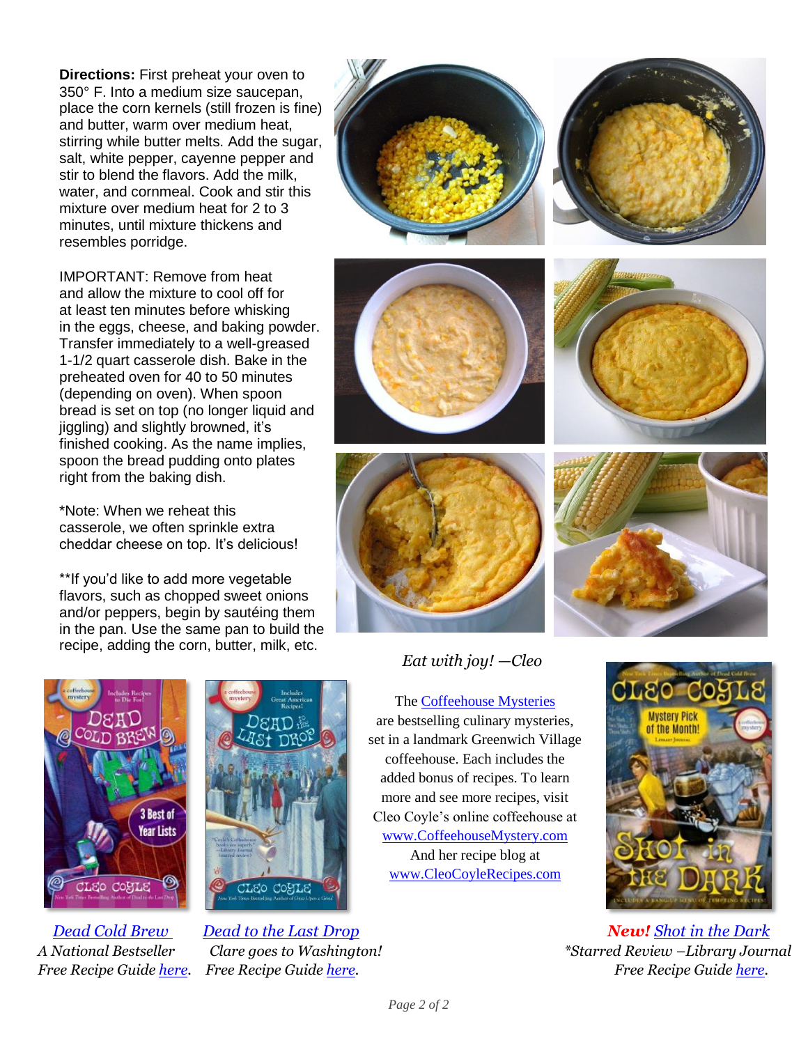**Directions:** First preheat your oven to 350° F. Into a medium size saucepan, place the corn kernels (still frozen is fine) and butter, warm over medium heat, stirring while butter melts. Add the sugar, salt, white pepper, cayenne pepper and stir to blend the flavors. Add the milk, water, and cornmeal. Cook and stir this mixture over medium heat for 2 to 3 minutes, until mixture thickens and resembles porridge.

IMPORTANT: Remove from heat and allow the mixture to cool off for at least ten minutes before whisking in the eggs, cheese, and baking powder. Transfer immediately to a well-greased 1-1/2 quart casserole dish. Bake in the preheated oven for 40 to 50 minutes (depending on oven). When spoon bread is set on top (no longer liquid and jiggling) and slightly browned, it's finished cooking. As the name implies, spoon the bread pudding onto plates right from the baking dish.

*Note: When we reheat this casserole, we often sprinkle extra cheddar cheese on top. It's delicious!

**If you'd like to add more vegetable flavors, such as chopped sweet onions and/or peppers, begin by sautéing them in the pan. Use the same pan to build the recipe, adding the corn, butter, milk, etc.

*Eat with joy! —Cleo*

The Coffeehouse Mysteries are bestselling culinary mysteries, set in a landmark Greenwich Village coffeehouse. Each includes the added bonus of recipes. To learn more and see more recipes, visit Cleo Coyle's online coffeehouse at www.CoffeehouseMystery.com And her recipe blog at www.CleoCoyleRecipes.com

*Dead Cold Brew*
*A National Bestseller*
*Free Recipe Guide here.*

*Dead to the Last Drop*
*Clare goes to Washington!*
*Free Recipe Guide here.*

***New!*** *Shot in the Dark*
**Starred Review –Library Journal*
*Free Recipe Guide here.*